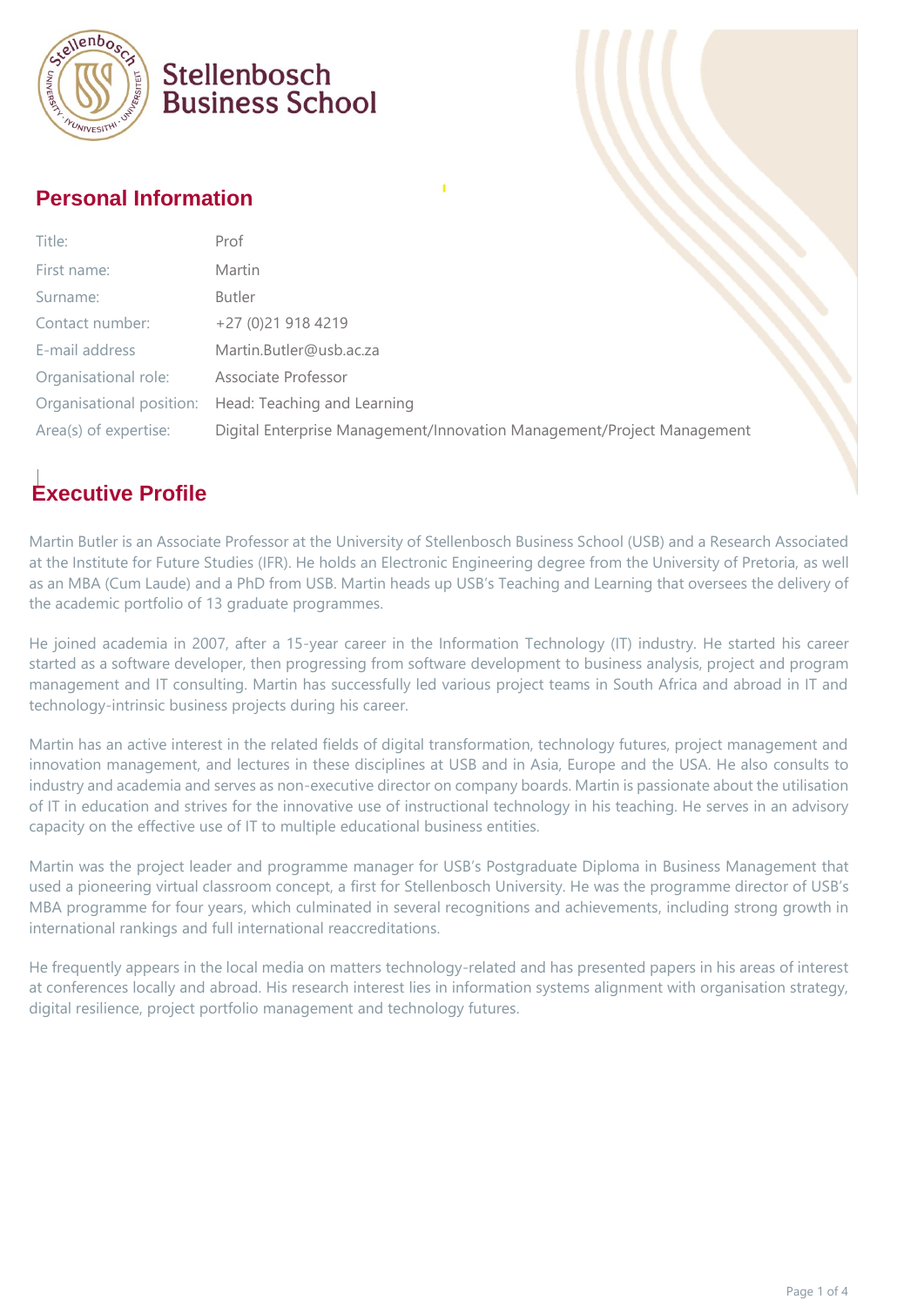Stellenbosch Business School

## Personal Information

| Title: | Prof |
|---|---|
| First name: | Martin |
| Surname: | Butler |
| Contact number: | +27 (0)21 918 4219 |
| E-mail address | Martin.Butler@usb.ac.za |
| Organisational role: | Associate Professor |
| Organisational position: | Head: Teaching and Learning |
| Area(s) of expertise: | Digital Enterprise Management/Innovation Management/Project Management |

## Executive Profile

Martin Butler is an Associate Professor at the University of Stellenbosch Business School (USB) and a Research Associated at the Institute for Future Studies (IFR). He holds an Electronic Engineering degree from the University of Pretoria, as well as an MBA (Cum Laude) and a PhD from USB. Martin heads up USB's Teaching and Learning that oversees the delivery of the academic portfolio of 13 graduate programmes.

He joined academia in 2007, after a 15-year career in the Information Technology (IT) industry. He started his career started as a software developer, then progressing from software development to business analysis, project and program management and IT consulting. Martin has successfully led various project teams in South Africa and abroad in IT and technology-intrinsic business projects during his career.

Martin has an active interest in the related fields of digital transformation, technology futures, project management and innovation management, and lectures in these disciplines at USB and in Asia, Europe and the USA. He also consults to industry and academia and serves as non-executive director on company boards. Martin is passionate about the utilisation of IT in education and strives for the innovative use of instructional technology in his teaching. He serves in an advisory capacity on the effective use of IT to multiple educational business entities.

Martin was the project leader and programme manager for USB's Postgraduate Diploma in Business Management that used a pioneering virtual classroom concept, a first for Stellenbosch University. He was the programme director of USB's MBA programme for four years, which culminated in several recognitions and achievements, including strong growth in international rankings and full international reaccreditations.

He frequently appears in the local media on matters technology-related and has presented papers in his areas of interest at conferences locally and abroad. His research interest lies in information systems alignment with organisation strategy, digital resilience, project portfolio management and technology futures.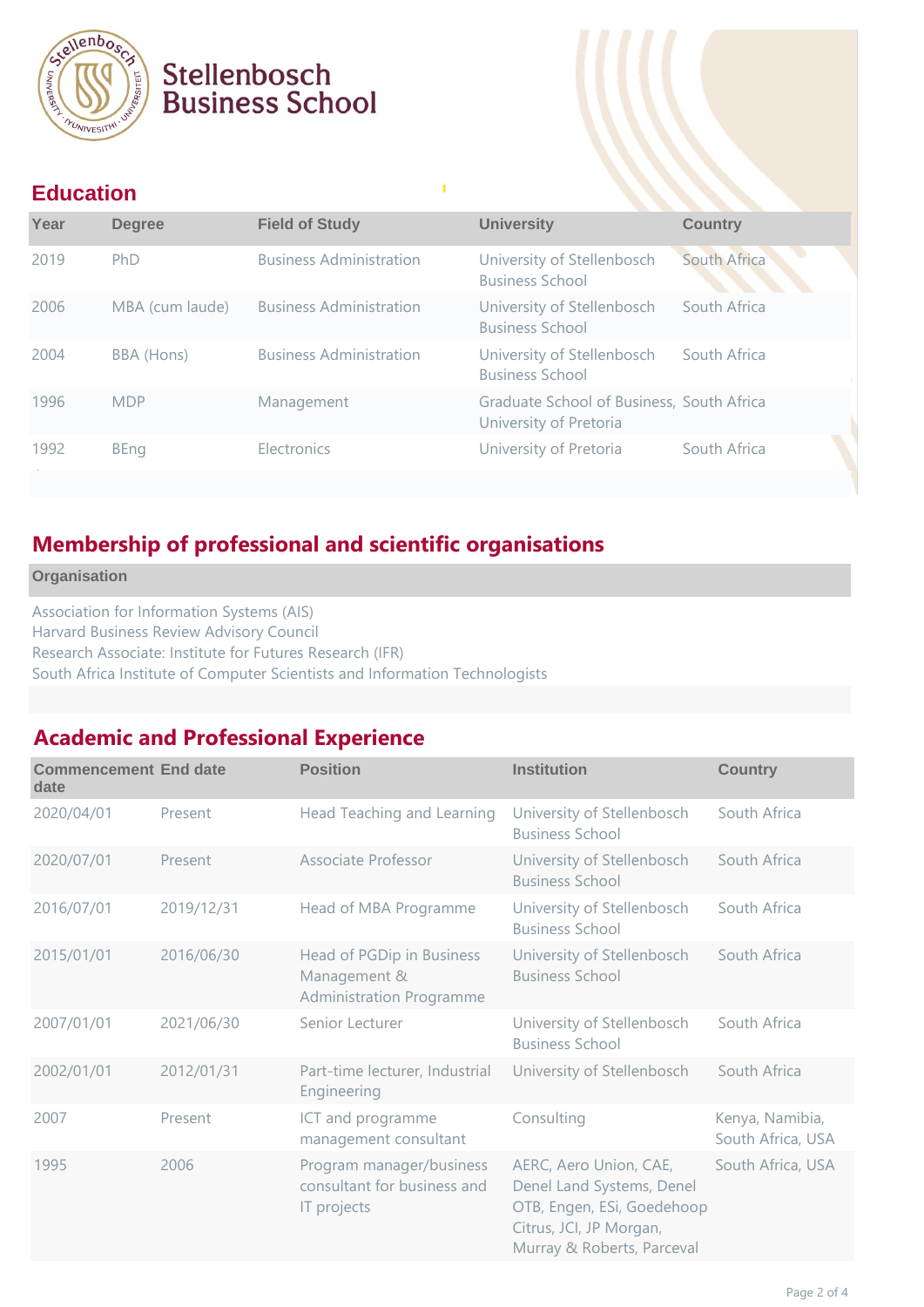# Stellenbosch Business School

## Education

| Year | Degree | Field of Study | University | Country |
|---|---|---|---|---|
| 2019 | PhD | Business Administration | University of Stellenbosch Business School | South Africa |
| 2006 | MBA (cum laude) | Business Administration | University of Stellenbosch Business School | South Africa |
| 2004 | BBA (Hons) | Business Administration | University of Stellenbosch Business School | South Africa |
| 1996 | MDP | Management | Graduate School of Business, University of Pretoria | South Africa |
| 1992 | BEng | Electronics | University of Pretoria | South Africa |

## Membership of professional and scientific organisations

| Organisation |
|---|
| Association for Information Systems (AIS) |
| Harvard Business Review Advisory Council |
| Research Associate: Institute for Futures Research (IFR) |
| South Africa Institute of Computer Scientists and Information Technologists |

## Academic and Professional Experience

| Commencement date | End date | Position | Institution | Country |
|---|---|---|---|---|
| 2020/04/01 | Present | Head Teaching and Learning | University of Stellenbosch Business School | South Africa |
| 2020/07/01 | Present | Associate Professor | University of Stellenbosch Business School | South Africa |
| 2016/07/01 | 2019/12/31 | Head of MBA Programme | University of Stellenbosch Business School | South Africa |
| 2015/01/01 | 2016/06/30 | Head of PGDip in Business Management & Administration Programme | University of Stellenbosch Business School | South Africa |
| 2007/01/01 | 2021/06/30 | Senior Lecturer | University of Stellenbosch Business School | South Africa |
| 2002/01/01 | 2012/01/31 | Part-time lecturer, Industrial Engineering | University of Stellenbosch | South Africa |
| 2007 | Present | ICT and programme management consultant | Consulting | Kenya, Namibia, South Africa, USA |
| 1995 | 2006 | Program manager/business consultant for business and IT projects | AERC, Aero Union, CAE, Denel Land Systems, Denel OTB, Engen, ESi, Goedehoop Citrus, JCI, JP Morgan, Murray & Roberts, Parceval | South Africa, USA |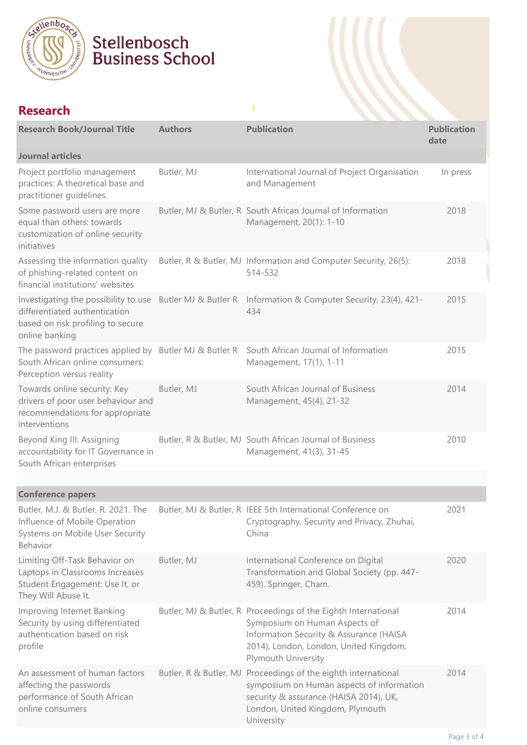Stellenbosch Business School

## Research

| Research Book/Journal Title | Authors | Publication | Publication date |
|---|---|---|---|
| **Journal articles** | | | |
| Project portfolio management practices: A theoretical base and practitioner guidelines. | Butler, MJ | International Journal of Project Organisation and Management | In press |
| Some password users are more equal than others: towards customization of online security initiatives | Butler, MJ & Butler, R | South African Journal of Information Management, 20(1): 1-10 | 2018 |
| Assessing the information quality of phishing-related content on financial institutions' websites | Butler, R & Butler, MJ | Information and Computer Security, 26(5): 514-532 | 2018 |
| Investigating the possibility to use differentiated authentication based on risk profiling to secure online banking | Butler MJ & Butler R | Information & Computer Security, 23(4), 421-434 | 2015 |
| The password practices applied by South African online consumers: Perception versus reality | Butler MJ & Butler R | South African Journal of Information Management, 17(1), 1-11 | 2015 |
| Towards online security: Key drivers of poor user behaviour and recommendations for appropriate interventions | Butler, MJ | South African Journal of Business Management, 45(4), 21-32 | 2014 |
| Beyond King III: Assigning accountability for IT Governance in South African enterprises | Butler, R & Butler, MJ | South African Journal of Business Management, 41(3), 31-45 | 2010 |
| | | | |
| **Conference papers** | | | |
| Butler, M.J. & Butler, R. 2021. The Influence of Mobile Operation Systems on Mobile User Security Behavior | Butler, MJ & Butler, R | IEEE 5th International Conference on Cryptography, Security and Privacy, Zhuhai, China | 2021 |
| Limiting Off-Task Behavior on Laptops in Classrooms Increases Student Engagement: Use It, or They Will Abuse It. | Butler, MJ | International Conference on Digital Transformation and Global Society (pp. 447-459). Springer, Cham. | 2020 |
| Improving Internet Banking Security by using differentiated authentication based on risk profile | Butler, MJ & Butler, R | Proceedings of the Eighth International Symposium on Human Aspects of Information Security & Assurance (HAISA 2014), London, London, United Kingdom, Plymouth University | 2014 |
| An assessment of human factors affecting the passwords performance of South African online consumers | Butler, R & Butler, MJ | Proceedings of the eighth international symposium on Human aspects of information security & assurance (HAISA 2014), UK, London, United Kingdom, Plymouth University | 2014 |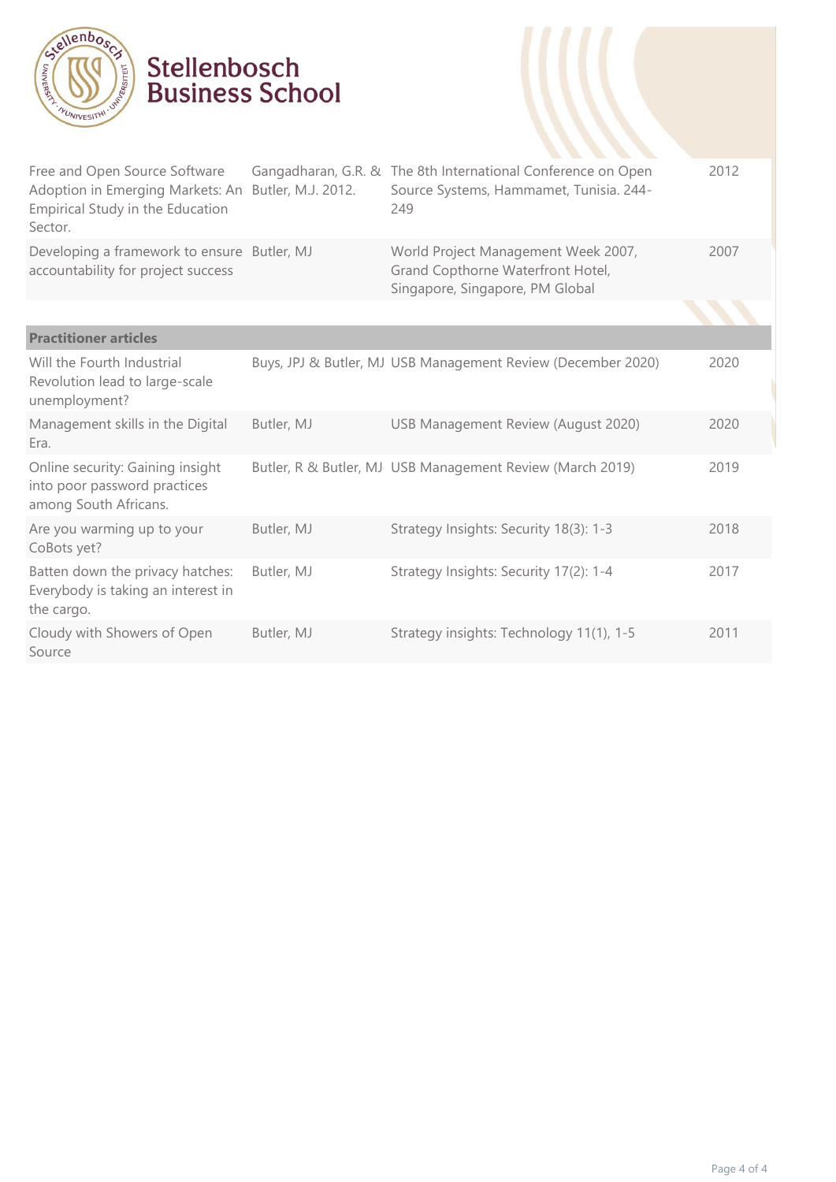| | | | |
|---|---|---|---|
| Free and Open Source Software Adoption in Emerging Markets: An Empirical Study in the Education Sector. | Gangadharan, G.R. & Butler, M.J. 2012. | The 8th International Conference on Open Source Systems, Hammamet, Tunisia. 244-249 | 2012 |
| Developing a framework to ensure accountability for project success | Butler, MJ | World Project Management Week 2007, Grand Copthorne Waterfront Hotel, Singapore, Singapore, PM Global | 2007 |

| **Practitioner articles** | | | |
|---|---|---|---|
| Will the Fourth Industrial Revolution lead to large-scale unemployment? | Buys, JPJ & Butler, MJ | USB Management Review (December 2020) | 2020 |
| Management skills in the Digital Era. | Butler, MJ | USB Management Review (August 2020) | 2020 |
| Online security: Gaining insight into poor password practices among South Africans. | Butler, R & Butler, MJ | USB Management Review (March 2019) | 2019 |
| Are you warming up to your CoBots yet? | Butler, MJ | Strategy Insights: Security 18(3): 1-3 | 2018 |
| Batten down the privacy hatches: Everybody is taking an interest in the cargo. | Butler, MJ | Strategy Insights: Security 17(2): 1-4 | 2017 |
| Cloudy with Showers of Open Source | Butler, MJ | Strategy insights: Technology 11(1), 1-5 | 2011 |